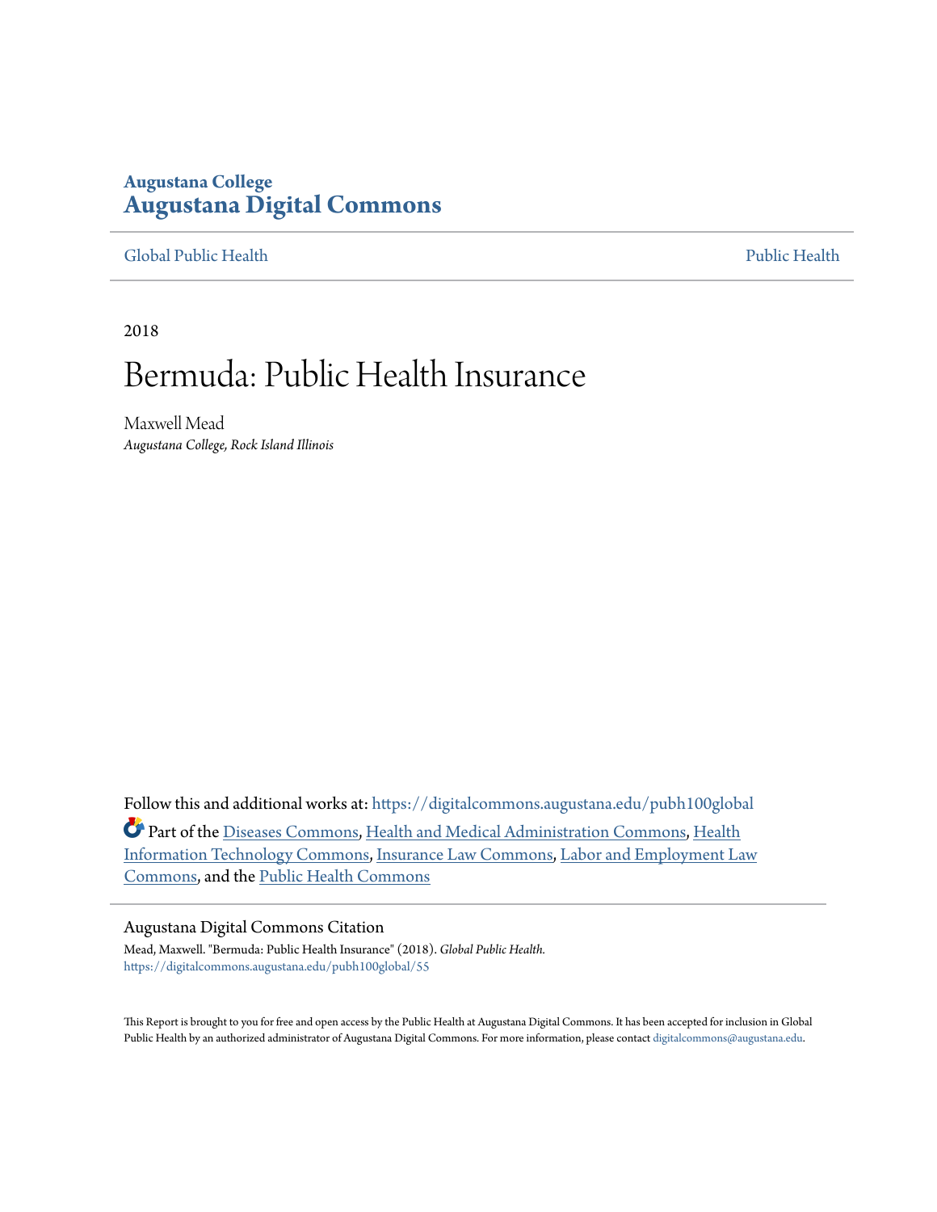**Augustana College**
**Augustana Digital Commons**

Global Public Health | Public Health

2018

# Bermuda: Public Health Insurance

Maxwell Mead
*Augustana College, Rock Island Illinois*

Follow this and additional works at: https://digitalcommons.augustana.edu/pubh100global

Part of the Diseases Commons, Health and Medical Administration Commons, Health Information Technology Commons, Insurance Law Commons, Labor and Employment Law Commons, and the Public Health Commons

## Augustana Digital Commons Citation

Mead, Maxwell. "Bermuda: Public Health Insurance" (2018). *Global Public Health.*
https://digitalcommons.augustana.edu/pubh100global/55

This Report is brought to you for free and open access by the Public Health at Augustana Digital Commons. It has been accepted for inclusion in Global Public Health by an authorized administrator of Augustana Digital Commons. For more information, please contact digitalcommons@augustana.edu.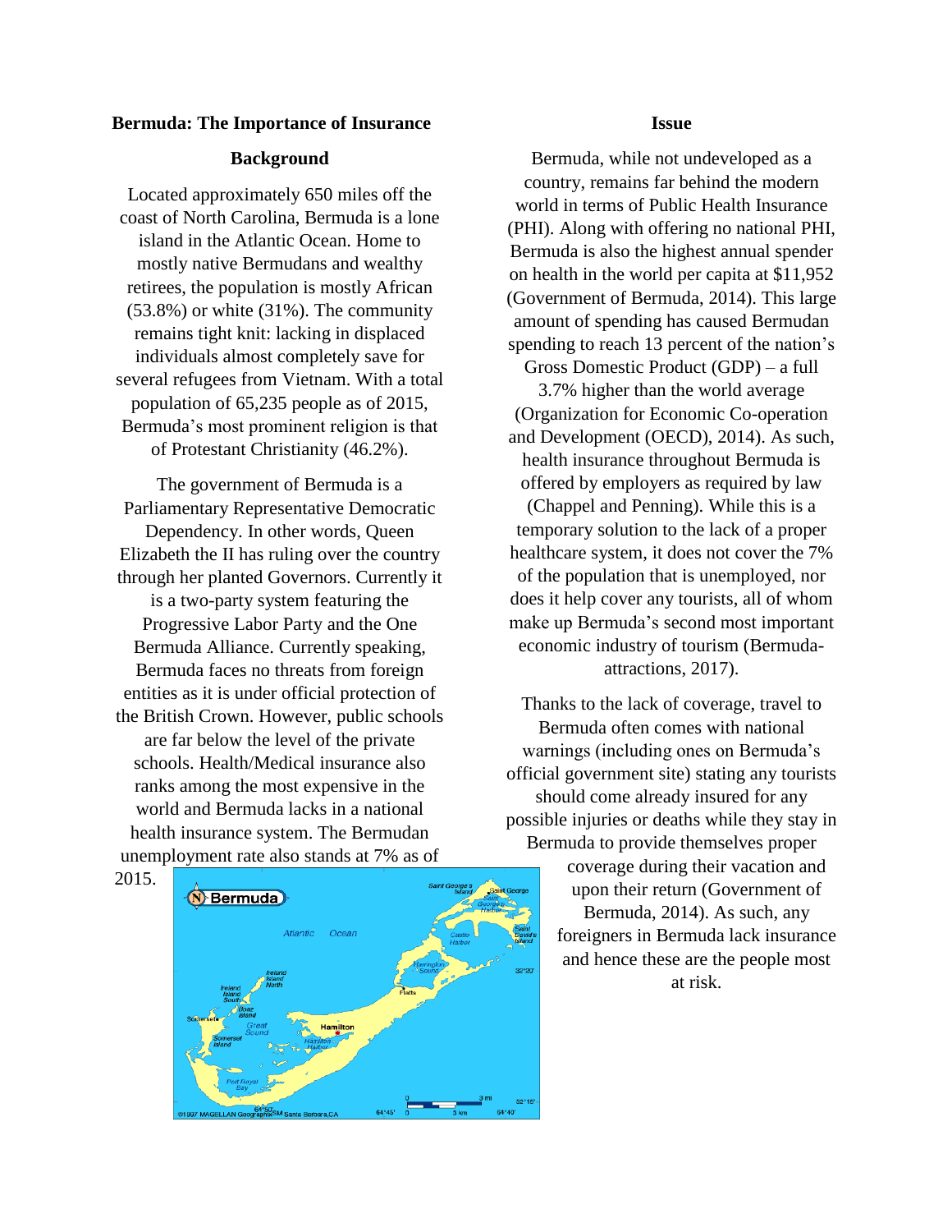**Bermuda: The Importance of Insurance**

## Background

Located approximately 650 miles off the coast of North Carolina, Bermuda is a lone island in the Atlantic Ocean. Home to mostly native Bermudans and wealthy retirees, the population is mostly African (53.8%) or white (31%). The community remains tight knit: lacking in displaced individuals almost completely save for several refugees from Vietnam. With a total population of 65,235 people as of 2015, Bermuda's most prominent religion is that of Protestant Christianity (46.2%).

The government of Bermuda is a Parliamentary Representative Democratic Dependency. In other words, Queen Elizabeth the II has ruling over the country through her planted Governors. Currently it is a two-party system featuring the Progressive Labor Party and the One Bermuda Alliance. Currently speaking, Bermuda faces no threats from foreign entities as it is under official protection of the British Crown. However, public schools are far below the level of the private schools. Health/Medical insurance also ranks among the most expensive in the world and Bermuda lacks in a national health insurance system. The Bermudan unemployment rate also stands at 7% as of 2015.

## Issue

Bermuda, while not undeveloped as a country, remains far behind the modern world in terms of Public Health Insurance (PHI). Along with offering no national PHI, Bermuda is also the highest annual spender on health in the world per capita at $11,952 (Government of Bermuda, 2014). This large amount of spending has caused Bermudan spending to reach 13 percent of the nation's Gross Domestic Product (GDP) – a full 3.7% higher than the world average (Organization for Economic Co-operation and Development (OECD), 2014). As such, health insurance throughout Bermuda is offered by employers as required by law (Chappel and Penning). While this is a temporary solution to the lack of a proper healthcare system, it does not cover the 7% of the population that is unemployed, nor does it help cover any tourists, all of whom make up Bermuda's second most important economic industry of tourism (Bermuda-attractions, 2017).

Thanks to the lack of coverage, travel to Bermuda often comes with national warnings (including ones on Bermuda's official government site) stating any tourists should come already insured for any possible injuries or deaths while they stay in Bermuda to provide themselves proper coverage during their vacation and upon their return (Government of Bermuda, 2014). As such, any foreigners in Bermuda lack insurance and hence these are the people most at risk.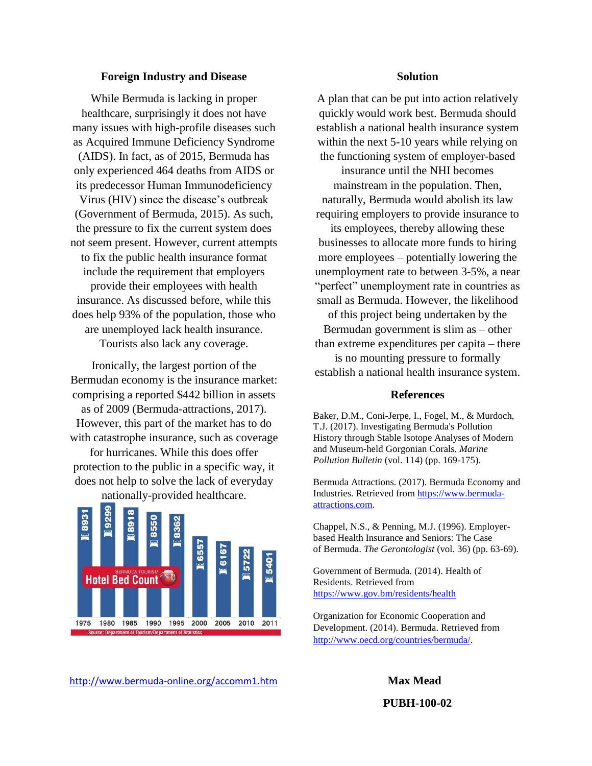### Foreign Industry and Disease

While Bermuda is lacking in proper healthcare, surprisingly it does not have many issues with high-profile diseases such as Acquired Immune Deficiency Syndrome (AIDS). In fact, as of 2015, Bermuda has only experienced 464 deaths from AIDS or its predecessor Human Immunodeficiency Virus (HIV) since the disease's outbreak (Government of Bermuda, 2015). As such, the pressure to fix the current system does not seem present. However, current attempts to fix the public health insurance format include the requirement that employers provide their employees with health insurance. As discussed before, while this does help 93% of the population, those who are unemployed lack health insurance. Tourists also lack any coverage.

Ironically, the largest portion of the Bermudan economy is the insurance market: comprising a reported $442 billion in assets as of 2009 (Bermuda-attractions, 2017). However, this part of the market has to do with catastrophe insurance, such as coverage for hurricanes. While this does offer protection to the public in a specific way, it does not help to solve the lack of everyday nationally-provided healthcare.

BERMUDA TOURISM
Hotel Bed Count
8931
9299
8918
8550
8362
6557
6167
5722
5401
1975 1980 1985 1990 1995 2000 2005 2010 2011
Source: Department of Tourism/Department of Statistics

http://www.bermuda-online.org/accomm1.htm

### Solution

A plan that can be put into action relatively quickly would work best. Bermuda should establish a national health insurance system within the next 5-10 years while relying on the functioning system of employer-based insurance until the NHI becomes mainstream in the population. Then, naturally, Bermuda would abolish its law requiring employers to provide insurance to its employees, thereby allowing these businesses to allocate more funds to hiring more employees – potentially lowering the unemployment rate to between 3-5%, a near "perfect" unemployment rate in countries as small as Bermuda. However, the likelihood of this project being undertaken by the Bermudan government is slim as – other than extreme expenditures per capita – there is no mounting pressure to formally establish a national health insurance system.

### References

Baker, D.M., Coni-Jerpe, I., Fogel, M., & Murdoch, T.J. (2017). Investigating Bermuda's Pollution History through Stable Isotope Analyses of Modern and Museum-held Gorgonian Corals. *Marine Pollution Bulletin* (vol. 114) (pp. 169-175).

Bermuda Attractions. (2017). Bermuda Economy and Industries. Retrieved from https://www.bermuda-attractions.com.

Chappel, N.S., & Penning, M.J. (1996). Employer-based Health Insurance and Seniors: The Case of Bermuda. *The Gerontologist* (vol. 36) (pp. 63-69).

Government of Bermuda. (2014). Health of Residents. Retrieved from https://www.gov.bm/residents/health

Organization for Economic Cooperation and Development. (2014). Bermuda. Retrieved from http://www.oecd.org/countries/bermuda/.

**Max Mead**

**PUBH-100-02**